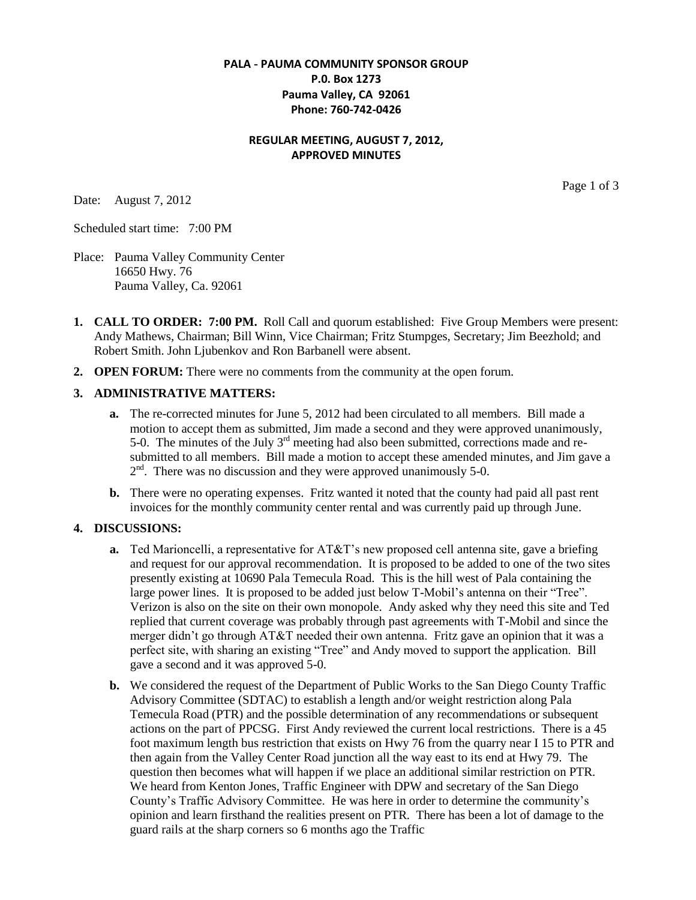**PALA - PAUMA COMMUNITY SPONSOR GROUP**
**P.0. Box 1273**
**Pauma Valley, CA 92061**
**Phone: 760-742-0426**

**REGULAR MEETING, AUGUST 7, 2012,**
**APPROVED MINUTES**

Date: August 7, 2012

Scheduled start time: 7:00 PM

Place: Pauma Valley Community Center
16650 Hwy. 76
Pauma Valley, Ca. 92061

1. **CALL TO ORDER: 7:00 PM.** Roll Call and quorum established: Five Group Members were present: Andy Mathews, Chairman; Bill Winn, Vice Chairman; Fritz Stumpges, Secretary; Jim Beezhold; and Robert Smith. John Ljubenkov and Ron Barbanell were absent.

2. **OPEN FORUM:** There were no comments from the community at the open forum.

3. **ADMINISTRATIVE MATTERS:**

   **a.** The re-corrected minutes for June 5, 2012 had been circulated to all members. Bill made a motion to accept them as submitted, Jim made a second and they were approved unanimously, 5-0. The minutes of the July 3rd meeting had also been submitted, corrections made and re-submitted to all members. Bill made a motion to accept these amended minutes, and Jim gave a 2nd. There was no discussion and they were approved unanimously 5-0.

   **b.** There were no operating expenses. Fritz wanted it noted that the county had paid all past rent invoices for the monthly community center rental and was currently paid up through June.

4. **DISCUSSIONS:**

   **a.** Ted Marioncelli, a representative for AT&T's new proposed cell antenna site, gave a briefing and request for our approval recommendation. It is proposed to be added to one of the two sites presently existing at 10690 Pala Temecula Road. This is the hill west of Pala containing the large power lines. It is proposed to be added just below T-Mobil's antenna on their "Tree". Verizon is also on the site on their own monopole. Andy asked why they need this site and Ted replied that current coverage was probably through past agreements with T-Mobil and since the merger didn't go through AT&T needed their own antenna. Fritz gave an opinion that it was a perfect site, with sharing an existing "Tree" and Andy moved to support the application. Bill gave a second and it was approved 5-0.

   **b.** We considered the request of the Department of Public Works to the San Diego County Traffic Advisory Committee (SDTAC) to establish a length and/or weight restriction along Pala Temecula Road (PTR) and the possible determination of any recommendations or subsequent actions on the part of PPCSG. First Andy reviewed the current local restrictions. There is a 45 foot maximum length bus restriction that exists on Hwy 76 from the quarry near I 15 to PTR and then again from the Valley Center Road junction all the way east to its end at Hwy 79. The question then becomes what will happen if we place an additional similar restriction on PTR. We heard from Kenton Jones, Traffic Engineer with DPW and secretary of the San Diego County's Traffic Advisory Committee. He was here in order to determine the community's opinion and learn firsthand the realities present on PTR. There has been a lot of damage to the guard rails at the sharp corners so 6 months ago the Traffic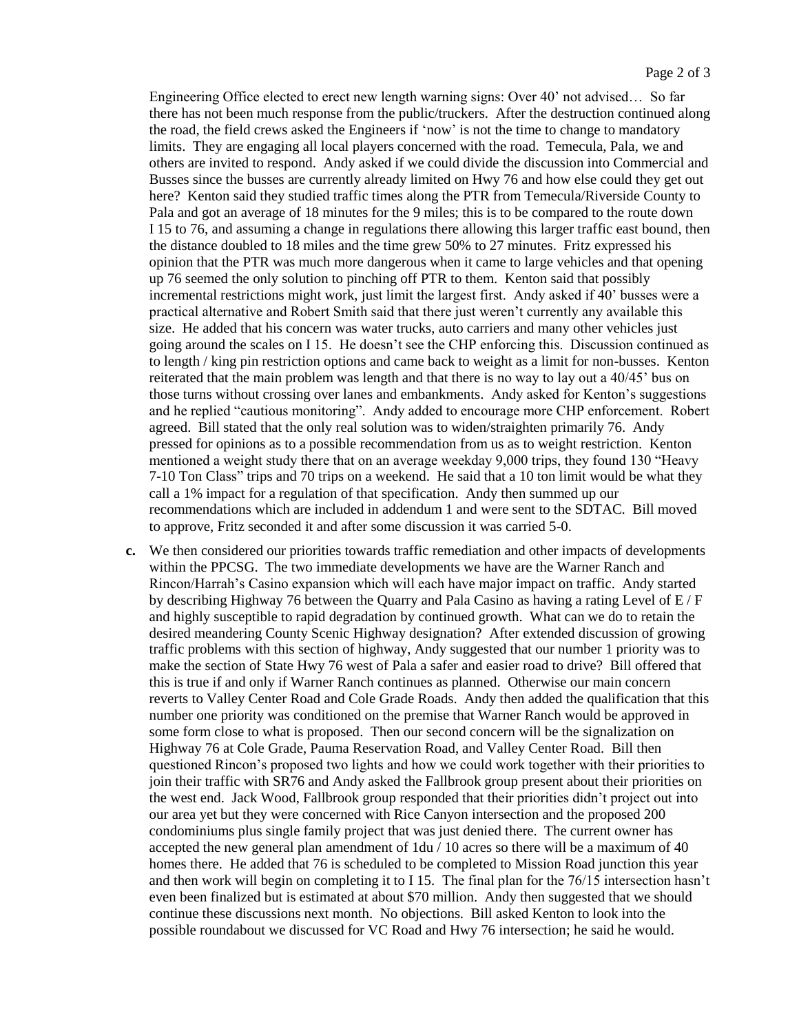Engineering Office elected to erect new length warning signs: Over 40' not advised… So far there has not been much response from the public/truckers. After the destruction continued along the road, the field crews asked the Engineers if 'now' is not the time to change to mandatory limits. They are engaging all local players concerned with the road. Temecula, Pala, we and others are invited to respond. Andy asked if we could divide the discussion into Commercial and Busses since the busses are currently already limited on Hwy 76 and how else could they get out here? Kenton said they studied traffic times along the PTR from Temecula/Riverside County to Pala and got an average of 18 minutes for the 9 miles; this is to be compared to the route down I 15 to 76, and assuming a change in regulations there allowing this larger traffic east bound, then the distance doubled to 18 miles and the time grew 50% to 27 minutes. Fritz expressed his opinion that the PTR was much more dangerous when it came to large vehicles and that opening up 76 seemed the only solution to pinching off PTR to them. Kenton said that possibly incremental restrictions might work, just limit the largest first. Andy asked if 40' busses were a practical alternative and Robert Smith said that there just weren't currently any available this size. He added that his concern was water trucks, auto carriers and many other vehicles just going around the scales on I 15. He doesn't see the CHP enforcing this. Discussion continued as to length / king pin restriction options and came back to weight as a limit for non-busses. Kenton reiterated that the main problem was length and that there is no way to lay out a 40/45' bus on those turns without crossing over lanes and embankments. Andy asked for Kenton's suggestions and he replied "cautious monitoring". Andy added to encourage more CHP enforcement. Robert agreed. Bill stated that the only real solution was to widen/straighten primarily 76. Andy pressed for opinions as to a possible recommendation from us as to weight restriction. Kenton mentioned a weight study there that on an average weekday 9,000 trips, they found 130 "Heavy 7-10 Ton Class" trips and 70 trips on a weekend. He said that a 10 ton limit would be what they call a 1% impact for a regulation of that specification. Andy then summed up our recommendations which are included in addendum 1 and were sent to the SDTAC. Bill moved to approve, Fritz seconded it and after some discussion it was carried 5-0.

**c.** We then considered our priorities towards traffic remediation and other impacts of developments within the PPCSG. The two immediate developments we have are the Warner Ranch and Rincon/Harrah's Casino expansion which will each have major impact on traffic. Andy started by describing Highway 76 between the Quarry and Pala Casino as having a rating Level of E / F and highly susceptible to rapid degradation by continued growth. What can we do to retain the desired meandering County Scenic Highway designation? After extended discussion of growing traffic problems with this section of highway, Andy suggested that our number 1 priority was to make the section of State Hwy 76 west of Pala a safer and easier road to drive? Bill offered that this is true if and only if Warner Ranch continues as planned. Otherwise our main concern reverts to Valley Center Road and Cole Grade Roads. Andy then added the qualification that this number one priority was conditioned on the premise that Warner Ranch would be approved in some form close to what is proposed. Then our second concern will be the signalization on Highway 76 at Cole Grade, Pauma Reservation Road, and Valley Center Road. Bill then questioned Rincon's proposed two lights and how we could work together with their priorities to join their traffic with SR76 and Andy asked the Fallbrook group present about their priorities on the west end. Jack Wood, Fallbrook group responded that their priorities didn't project out into our area yet but they were concerned with Rice Canyon intersection and the proposed 200 condominiums plus single family project that was just denied there. The current owner has accepted the new general plan amendment of 1du / 10 acres so there will be a maximum of 40 homes there. He added that 76 is scheduled to be completed to Mission Road junction this year and then work will begin on completing it to I 15. The final plan for the 76/15 intersection hasn't even been finalized but is estimated at about $70 million. Andy then suggested that we should continue these discussions next month. No objections. Bill asked Kenton to look into the possible roundabout we discussed for VC Road and Hwy 76 intersection; he said he would.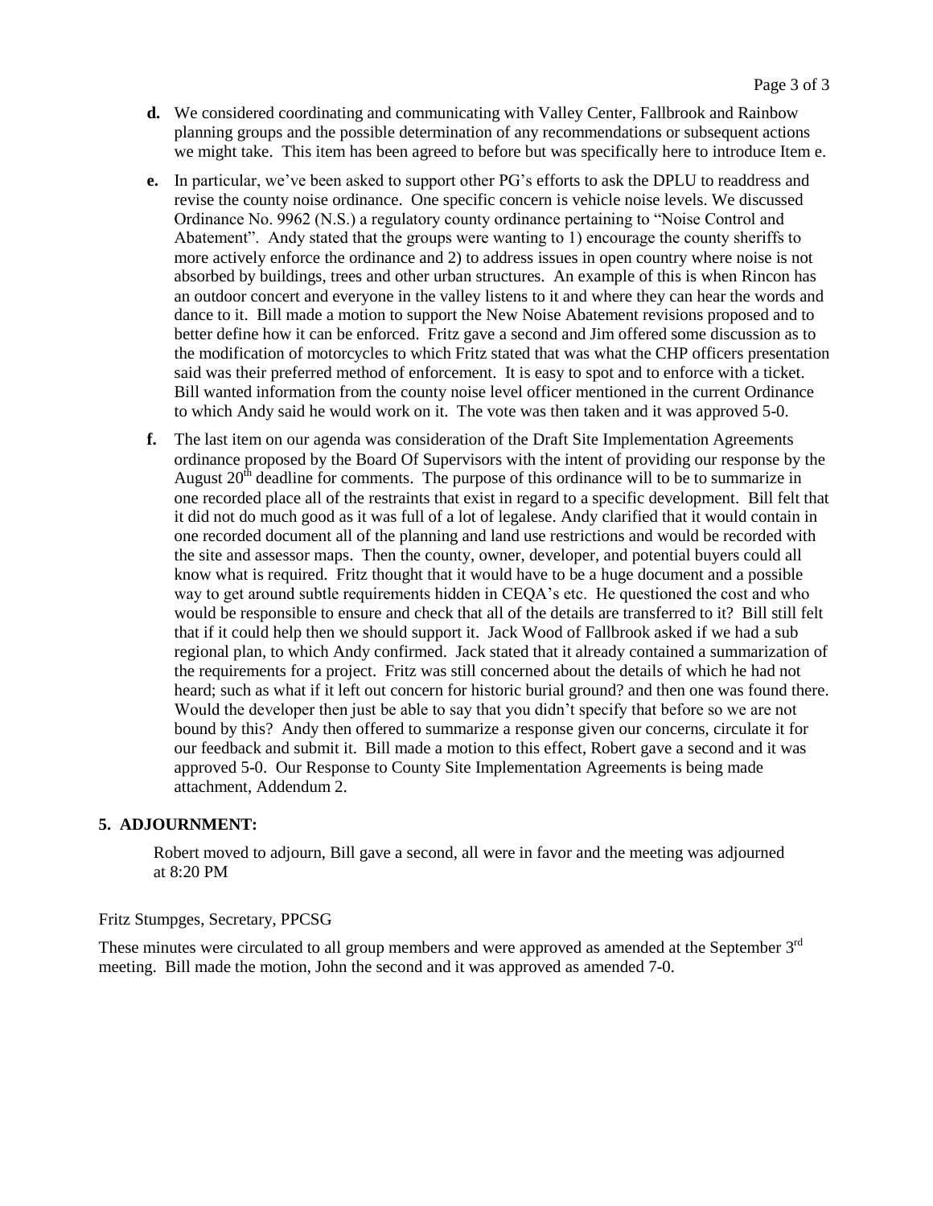**d.** We considered coordinating and communicating with Valley Center, Fallbrook and Rainbow planning groups and the possible determination of any recommendations or subsequent actions we might take. This item has been agreed to before but was specifically here to introduce Item e.

**e.** In particular, we've been asked to support other PG's efforts to ask the DPLU to readdress and revise the county noise ordinance. One specific concern is vehicle noise levels. We discussed Ordinance No. 9962 (N.S.) a regulatory county ordinance pertaining to "Noise Control and Abatement". Andy stated that the groups were wanting to 1) encourage the county sheriffs to more actively enforce the ordinance and 2) to address issues in open country where noise is not absorbed by buildings, trees and other urban structures. An example of this is when Rincon has an outdoor concert and everyone in the valley listens to it and where they can hear the words and dance to it. Bill made a motion to support the New Noise Abatement revisions proposed and to better define how it can be enforced. Fritz gave a second and Jim offered some discussion as to the modification of motorcycles to which Fritz stated that was what the CHP officers presentation said was their preferred method of enforcement. It is easy to spot and to enforce with a ticket. Bill wanted information from the county noise level officer mentioned in the current Ordinance to which Andy said he would work on it. The vote was then taken and it was approved 5-0.

**f.** The last item on our agenda was consideration of the Draft Site Implementation Agreements ordinance proposed by the Board Of Supervisors with the intent of providing our response by the August 20th deadline for comments. The purpose of this ordinance will to be to summarize in one recorded place all of the restraints that exist in regard to a specific development. Bill felt that it did not do much good as it was full of a lot of legalese. Andy clarified that it would contain in one recorded document all of the planning and land use restrictions and would be recorded with the site and assessor maps. Then the county, owner, developer, and potential buyers could all know what is required. Fritz thought that it would have to be a huge document and a possible way to get around subtle requirements hidden in CEQA's etc. He questioned the cost and who would be responsible to ensure and check that all of the details are transferred to it? Bill still felt that if it could help then we should support it. Jack Wood of Fallbrook asked if we had a sub regional plan, to which Andy confirmed. Jack stated that it already contained a summarization of the requirements for a project. Fritz was still concerned about the details of which he had not heard; such as what if it left out concern for historic burial ground? and then one was found there. Would the developer then just be able to say that you didn't specify that before so we are not bound by this? Andy then offered to summarize a response given our concerns, circulate it for our feedback and submit it. Bill made a motion to this effect, Robert gave a second and it was approved 5-0. Our Response to County Site Implementation Agreements is being made attachment, Addendum 2.

## 5. ADJOURNMENT:

Robert moved to adjourn, Bill gave a second, all were in favor and the meeting was adjourned at 8:20 PM

Fritz Stumpges, Secretary, PPCSG

These minutes were circulated to all group members and were approved as amended at the September 3rd meeting. Bill made the motion, John the second and it was approved as amended 7-0.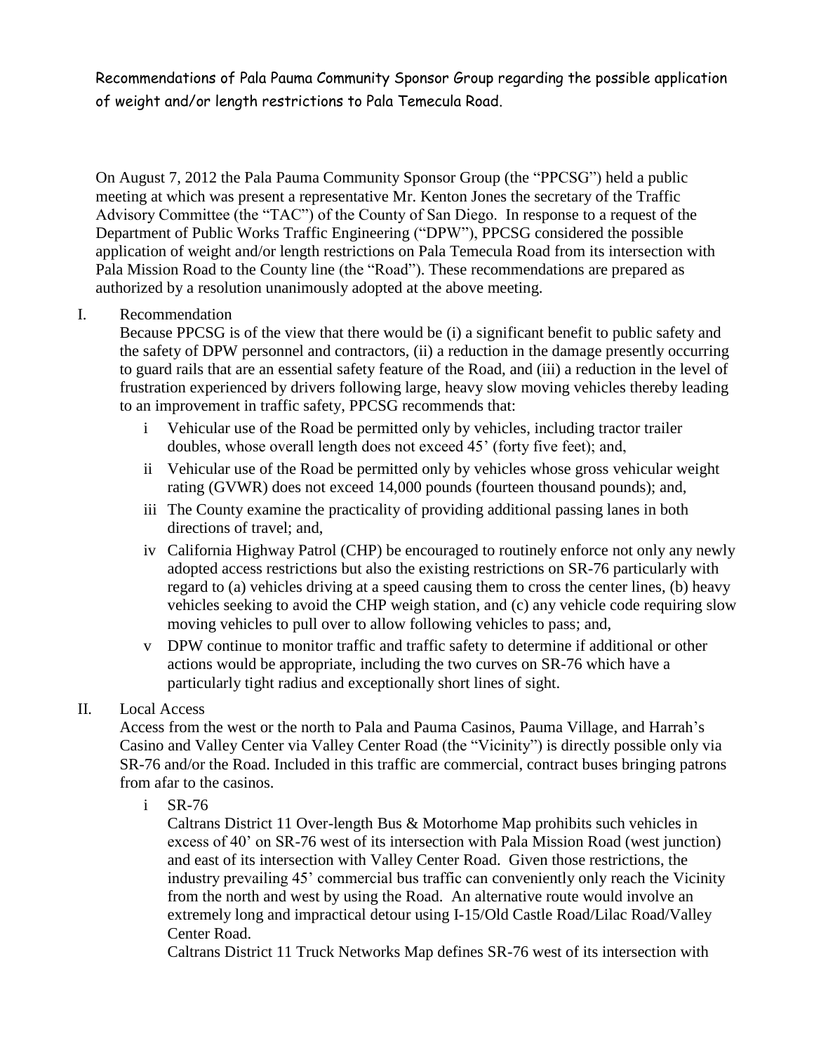Recommendations of Pala Pauma Community Sponsor Group regarding the possible application of weight and/or length restrictions to Pala Temecula Road.

On August 7, 2012 the Pala Pauma Community Sponsor Group (the "PPCSG") held a public meeting at which was present a representative Mr. Kenton Jones the secretary of the Traffic Advisory Committee (the "TAC") of the County of San Diego. In response to a request of the Department of Public Works Traffic Engineering ("DPW"), PPCSG considered the possible application of weight and/or length restrictions on Pala Temecula Road from its intersection with Pala Mission Road to the County line (the "Road"). These recommendations are prepared as authorized by a resolution unanimously adopted at the above meeting.

I. Recommendation

Because PPCSG is of the view that there would be (i) a significant benefit to public safety and the safety of DPW personnel and contractors, (ii) a reduction in the damage presently occurring to guard rails that are an essential safety feature of the Road, and (iii) a reduction in the level of frustration experienced by drivers following large, heavy slow moving vehicles thereby leading to an improvement in traffic safety, PPCSG recommends that:

- i Vehicular use of the Road be permitted only by vehicles, including tractor trailer doubles, whose overall length does not exceed 45' (forty five feet); and,
- ii Vehicular use of the Road be permitted only by vehicles whose gross vehicular weight rating (GVWR) does not exceed 14,000 pounds (fourteen thousand pounds); and,
- iii The County examine the practicality of providing additional passing lanes in both directions of travel; and,
- iv California Highway Patrol (CHP) be encouraged to routinely enforce not only any newly adopted access restrictions but also the existing restrictions on SR-76 particularly with regard to (a) vehicles driving at a speed causing them to cross the center lines, (b) heavy vehicles seeking to avoid the CHP weigh station, and (c) any vehicle code requiring slow moving vehicles to pull over to allow following vehicles to pass; and,
- v DPW continue to monitor traffic and traffic safety to determine if additional or other actions would be appropriate, including the two curves on SR-76 which have a particularly tight radius and exceptionally short lines of sight.

II. Local Access

Access from the west or the north to Pala and Pauma Casinos, Pauma Village, and Harrah's Casino and Valley Center via Valley Center Road (the "Vicinity") is directly possible only via SR-76 and/or the Road. Included in this traffic are commercial, contract buses bringing patrons from afar to the casinos.

- i SR-76

  Caltrans District 11 Over-length Bus & Motorhome Map prohibits such vehicles in excess of 40' on SR-76 west of its intersection with Pala Mission Road (west junction) and east of its intersection with Valley Center Road. Given those restrictions, the industry prevailing 45' commercial bus traffic can conveniently only reach the Vicinity from the north and west by using the Road. An alternative route would involve an extremely long and impractical detour using I-15/Old Castle Road/Lilac Road/Valley Center Road.

  Caltrans District 11 Truck Networks Map defines SR-76 west of its intersection with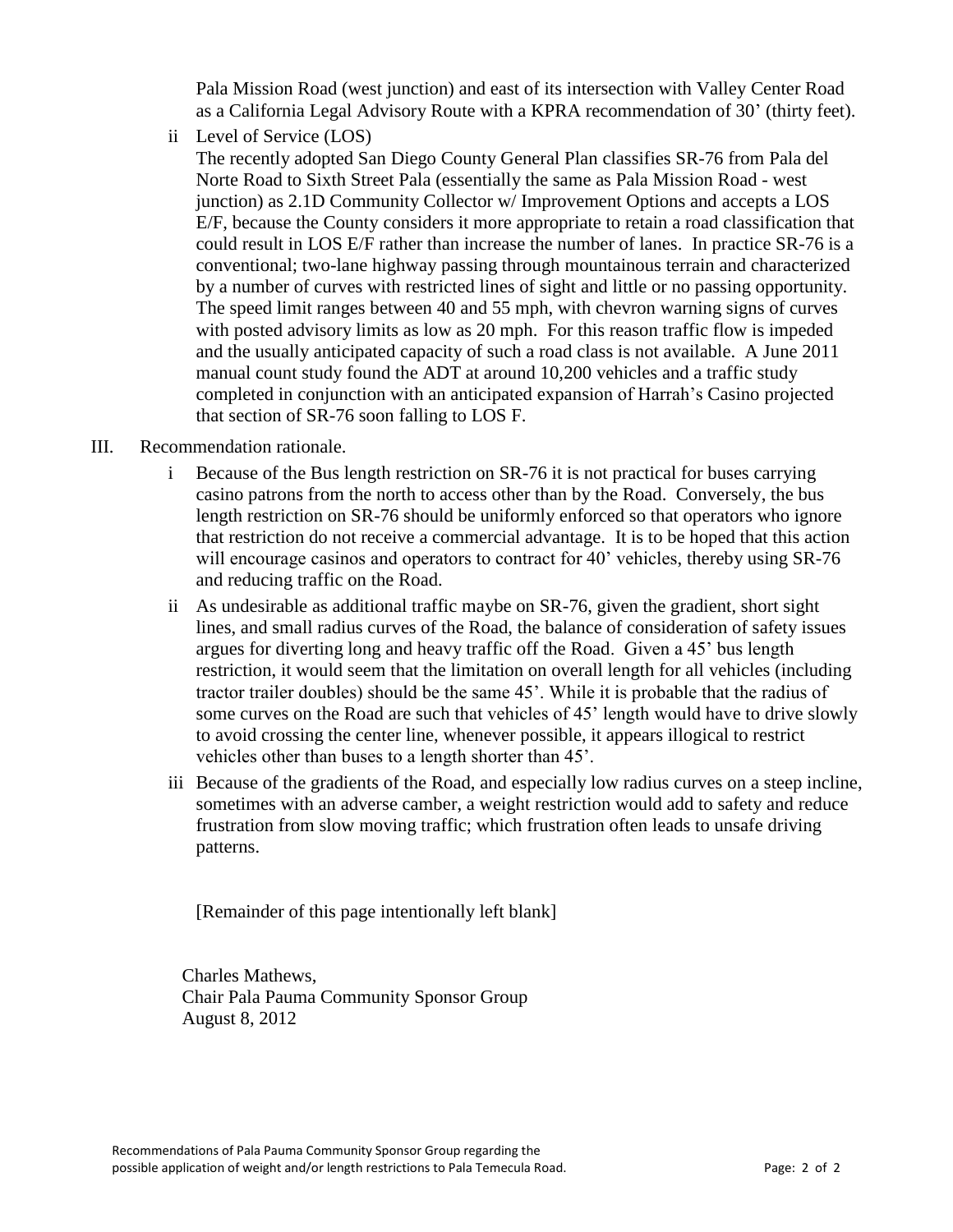Pala Mission Road (west junction) and east of its intersection with Valley Center Road as a California Legal Advisory Route with a KPRA recommendation of 30' (thirty feet).

ii Level of Service (LOS)

The recently adopted San Diego County General Plan classifies SR-76 from Pala del Norte Road to Sixth Street Pala (essentially the same as Pala Mission Road - west junction) as 2.1D Community Collector w/ Improvement Options and accepts a LOS E/F, because the County considers it more appropriate to retain a road classification that could result in LOS E/F rather than increase the number of lanes. In practice SR-76 is a conventional; two-lane highway passing through mountainous terrain and characterized by a number of curves with restricted lines of sight and little or no passing opportunity. The speed limit ranges between 40 and 55 mph, with chevron warning signs of curves with posted advisory limits as low as 20 mph. For this reason traffic flow is impeded and the usually anticipated capacity of such a road class is not available. A June 2011 manual count study found the ADT at around 10,200 vehicles and a traffic study completed in conjunction with an anticipated expansion of Harrah's Casino projected that section of SR-76 soon falling to LOS F.

III. Recommendation rationale.

i Because of the Bus length restriction on SR-76 it is not practical for buses carrying casino patrons from the north to access other than by the Road. Conversely, the bus length restriction on SR-76 should be uniformly enforced so that operators who ignore that restriction do not receive a commercial advantage. It is to be hoped that this action will encourage casinos and operators to contract for 40' vehicles, thereby using SR-76 and reducing traffic on the Road.

ii As undesirable as additional traffic maybe on SR-76, given the gradient, short sight lines, and small radius curves of the Road, the balance of consideration of safety issues argues for diverting long and heavy traffic off the Road. Given a 45' bus length restriction, it would seem that the limitation on overall length for all vehicles (including tractor trailer doubles) should be the same 45'. While it is probable that the radius of some curves on the Road are such that vehicles of 45' length would have to drive slowly to avoid crossing the center line, whenever possible, it appears illogical to restrict vehicles other than buses to a length shorter than 45'.

iii Because of the gradients of the Road, and especially low radius curves on a steep incline, sometimes with an adverse camber, a weight restriction would add to safety and reduce frustration from slow moving traffic; which frustration often leads to unsafe driving patterns.

[Remainder of this page intentionally left blank]

Charles Mathews,
Chair Pala Pauma Community Sponsor Group
August 8, 2012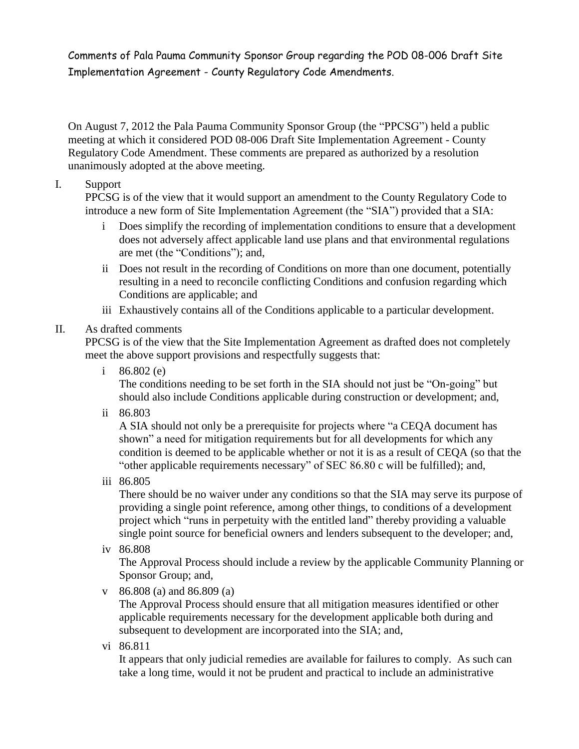Comments of Pala Pauma Community Sponsor Group regarding the POD 08-006 Draft Site Implementation Agreement - County Regulatory Code Amendments.

On August 7, 2012 the Pala Pauma Community Sponsor Group (the "PPCSG") held a public meeting at which it considered POD 08-006 Draft Site Implementation Agreement - County Regulatory Code Amendment. These comments are prepared as authorized by a resolution unanimously adopted at the above meeting.

I. Support

PPCSG is of the view that it would support an amendment to the County Regulatory Code to introduce a new form of Site Implementation Agreement (the "SIA") provided that a SIA:

i Does simplify the recording of implementation conditions to ensure that a development does not adversely affect applicable land use plans and that environmental regulations are met (the "Conditions"); and,

ii Does not result in the recording of Conditions on more than one document, potentially resulting in a need to reconcile conflicting Conditions and confusion regarding which Conditions are applicable; and

iii Exhaustively contains all of the Conditions applicable to a particular development.

II. As drafted comments

PPCSG is of the view that the Site Implementation Agreement as drafted does not completely meet the above support provisions and respectfully suggests that:

i 86.802 (e)

The conditions needing to be set forth in the SIA should not just be "On-going" but should also include Conditions applicable during construction or development; and,

ii 86.803

A SIA should not only be a prerequisite for projects where "a CEQA document has shown" a need for mitigation requirements but for all developments for which any condition is deemed to be applicable whether or not it is as a result of CEQA (so that the "other applicable requirements necessary" of SEC 86.80 c will be fulfilled); and,

iii 86.805

There should be no waiver under any conditions so that the SIA may serve its purpose of providing a single point reference, among other things, to conditions of a development project which "runs in perpetuity with the entitled land" thereby providing a valuable single point source for beneficial owners and lenders subsequent to the developer; and,

iv 86.808

The Approval Process should include a review by the applicable Community Planning or Sponsor Group; and,

v 86.808 (a) and 86.809 (a)

The Approval Process should ensure that all mitigation measures identified or other applicable requirements necessary for the development applicable both during and subsequent to development are incorporated into the SIA; and,

vi 86.811

It appears that only judicial remedies are available for failures to comply. As such can take a long time, would it not be prudent and practical to include an administrative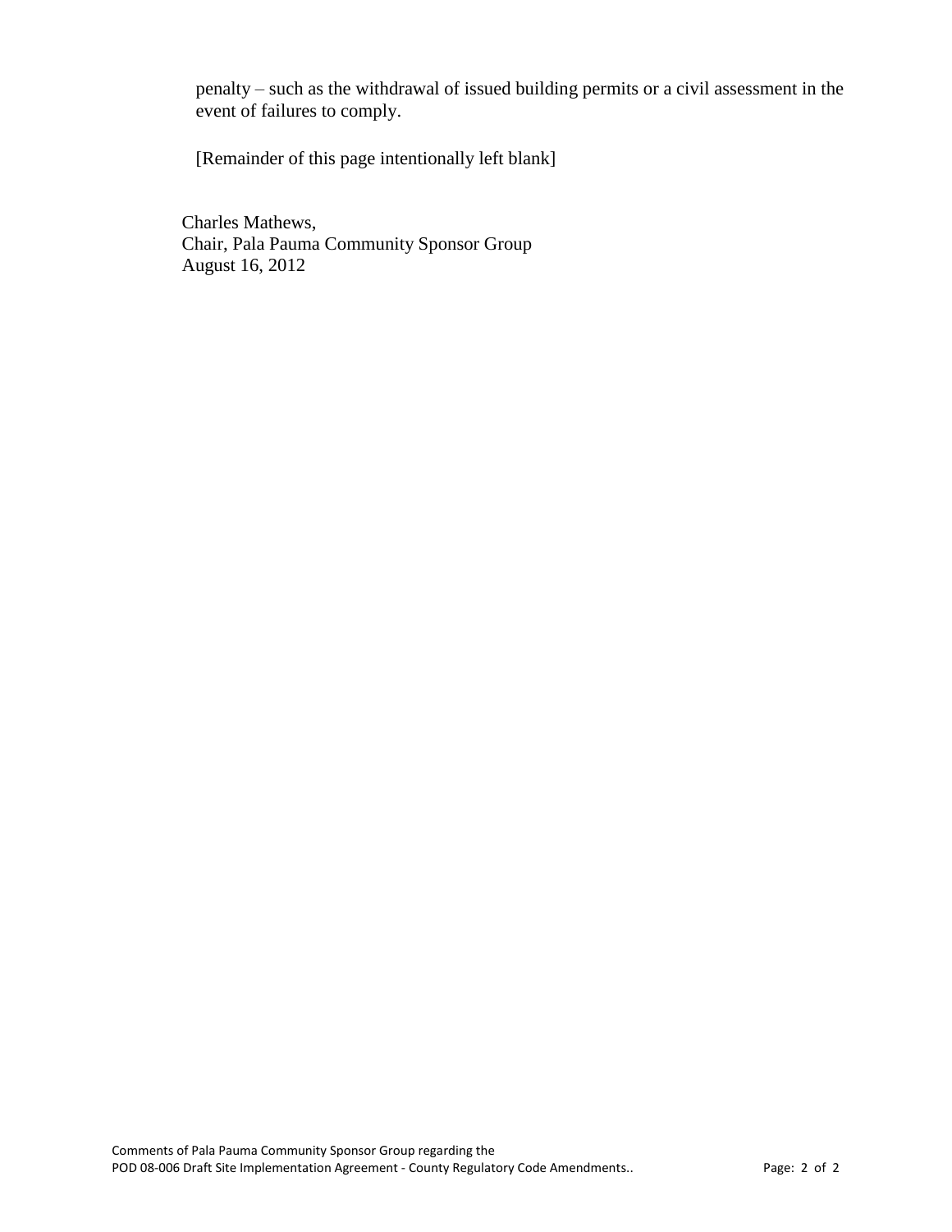penalty – such as the withdrawal of issued building permits or a civil assessment in the event of failures to comply.

[Remainder of this page intentionally left blank]

Charles Mathews,
Chair, Pala Pauma Community Sponsor Group
August 16, 2012